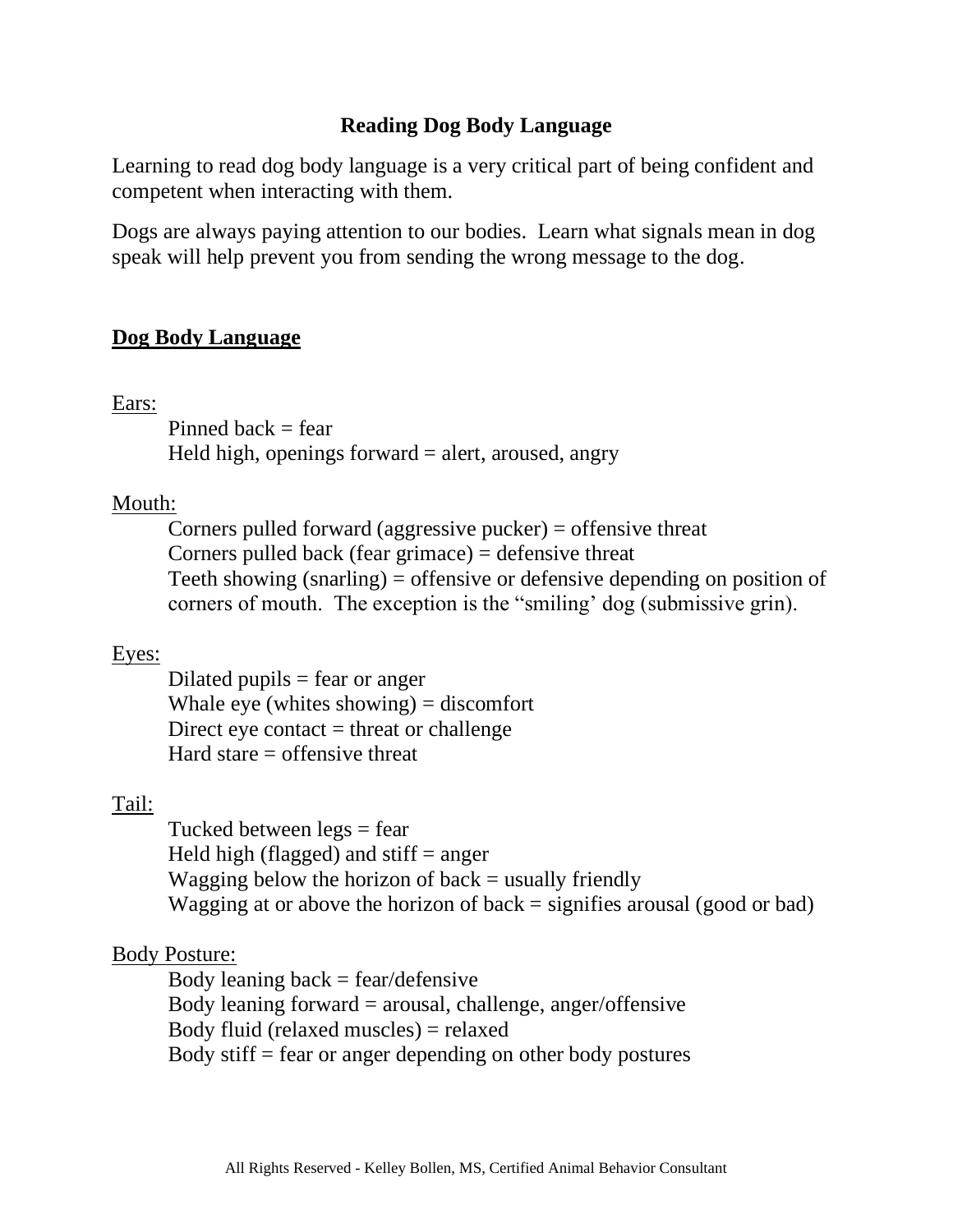# Reading Dog Body Language

Learning to read dog body language is a very critical part of being confident and competent when interacting with them.

Dogs are always paying attention to our bodies. Learn what signals mean in dog speak will help prevent you from sending the wrong message to the dog.

## Dog Body Language

### Ears:

Pinned back = fear  
Held high, openings forward = alert, aroused, angry

### Mouth:

Corners pulled forward (aggressive pucker) = offensive threat  
Corners pulled back (fear grimace) = defensive threat  
Teeth showing (snarling) = offensive or defensive depending on position of corners of mouth. The exception is the "smiling' dog (submissive grin).

### Eyes:

Dilated pupils = fear or anger  
Whale eye (whites showing) = discomfort  
Direct eye contact = threat or challenge  
Hard stare = offensive threat

### Tail:

Tucked between legs = fear  
Held high (flagged) and stiff = anger  
Wagging below the horizon of back = usually friendly  
Wagging at or above the horizon of back = signifies arousal (good or bad)

### Body Posture:

Body leaning back = fear/defensive  
Body leaning forward = arousal, challenge, anger/offensive  
Body fluid (relaxed muscles) = relaxed  
Body stiff = fear or anger depending on other body postures

All Rights Reserved - Kelley Bollen, MS, Certified Animal Behavior Consultant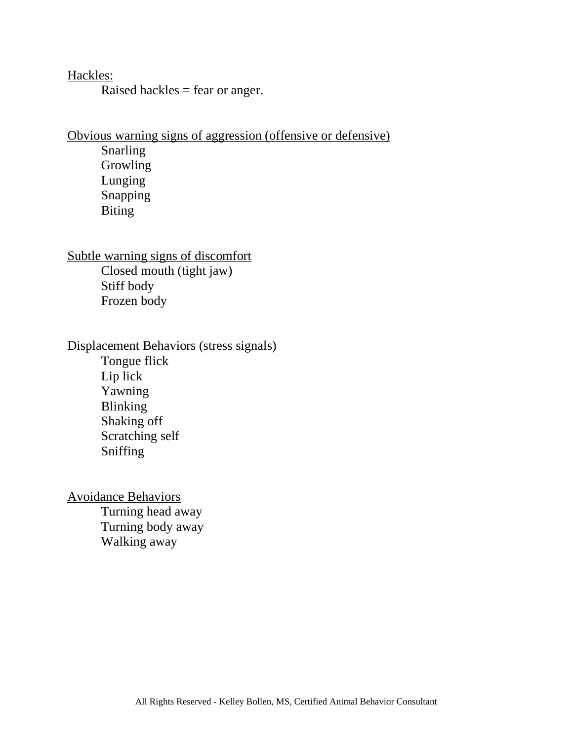Hackles:

Raised hackles = fear or anger.

Obvious warning signs of aggression (offensive or defensive)

- Snarling
- Growling
- Lunging
- Snapping
- Biting

Subtle warning signs of discomfort

- Closed mouth (tight jaw)
- Stiff body
- Frozen body

Displacement Behaviors (stress signals)

- Tongue flick
- Lip lick
- Yawning
- Blinking
- Shaking off
- Scratching self
- Sniffing

Avoidance Behaviors

- Turning head away
- Turning body away
- Walking away